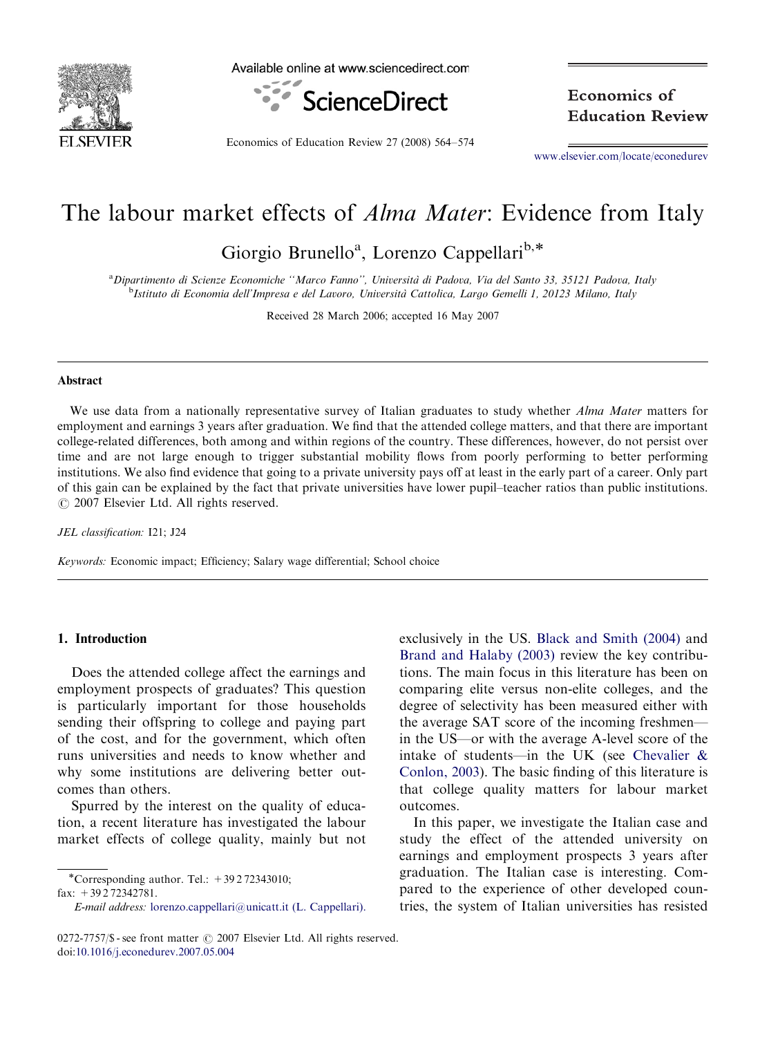# The labour market effects of *Alma Mater*: Evidence from Italy

Giorgio Brunello[a], Lorenzo Cappellari[b,*]

[a]Dipartimento di Scienze Economiche "Marco Fanno", Università di Padova, Via del Santo 33, 35121 Padova, Italy
[b]Istituto di Economia dell'Impresa e del Lavoro, Università Cattolica, Largo Gemelli 1, 20123 Milano, Italy

Received 28 March 2006; accepted 16 May 2007

## Abstract

We use data from a nationally representative survey of Italian graduates to study whether *Alma Mater* matters for employment and earnings 3 years after graduation. We find that the attended college matters, and that there are important college-related differences, both among and within regions of the country. These differences, however, do not persist over time and are not large enough to trigger substantial mobility flows from poorly performing to better performing institutions. We also find evidence that going to a private university pays off at least in the early part of a career. Only part of this gain can be explained by the fact that private universities have lower pupil–teacher ratios than public institutions.
© 2007 Elsevier Ltd. All rights reserved.

*JEL classification:* I21; J24

*Keywords:* Economic impact; Efficiency; Salary wage differential; School choice

## 1. Introduction

Does the attended college affect the earnings and employment prospects of graduates? This question is particularly important for those households sending their offspring to college and paying part of the cost, and for the government, which often runs universities and needs to know whether and why some institutions are delivering better outcomes than others.

Spurred by the interest on the quality of education, a recent literature has investigated the labour market effects of college quality, mainly but not exclusively in the US. Black and Smith (2004) and Brand and Halaby (2003) review the key contributions. The main focus in this literature has been on comparing elite versus non-elite colleges, and the degree of selectivity has been measured either with the average SAT score of the incoming freshmen—in the US—or with the average A-level score of the intake of students—in the UK (see Chevalier & Conlon, 2003). The basic finding of this literature is that college quality matters for labour market outcomes.

In this paper, we investigate the Italian case and study the effect of the attended university on earnings and employment prospects 3 years after graduation. The Italian case is interesting. Compared to the experience of other developed countries, the system of Italian universities has resisted

---

*Corresponding author. Tel.: +39 2 72343010; fax: +39 2 72342781.
*E-mail address:* lorenzo.cappellari@unicatt.it (L. Cappellari).

0272-7757/$ - see front matter © 2007 Elsevier Ltd. All rights reserved.
doi:10.1016/j.econedurev.2007.05.004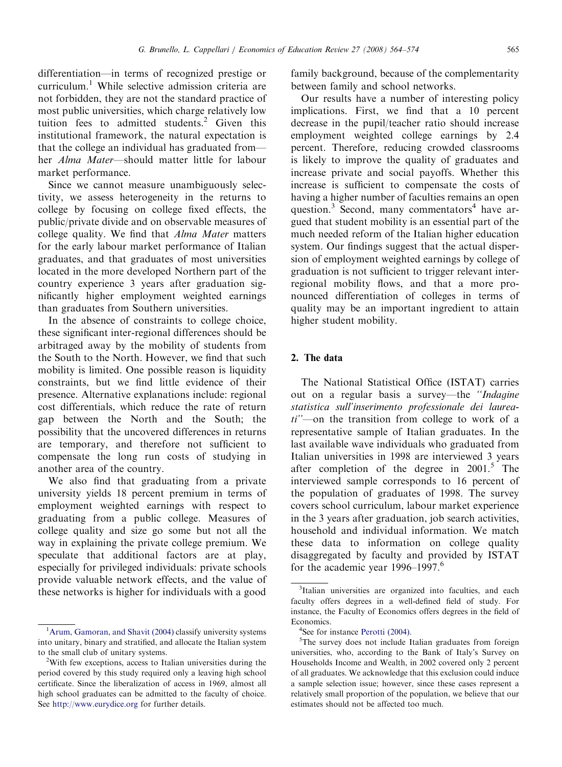differentiation—in terms of recognized prestige or curriculum.[1] While selective admission criteria are not forbidden, they are not the standard practice of most public universities, which charge relatively low tuition fees to admitted students.[2] Given this institutional framework, the natural expectation is that the college an individual has graduated from—her *Alma Mater*—should matter little for labour market performance.

Since we cannot measure unambiguously selectivity, we assess heterogeneity in the returns to college by focusing on college fixed effects, the public/private divide and on observable measures of college quality. We find that *Alma Mater* matters for the early labour market performance of Italian graduates, and that graduates of most universities located in the more developed Northern part of the country experience 3 years after graduation significantly higher employment weighted earnings than graduates from Southern universities.

In the absence of constraints to college choice, these significant inter-regional differences should be arbitraged away by the mobility of students from the South to the North. However, we find that such mobility is limited. One possible reason is liquidity constraints, but we find little evidence of their presence. Alternative explanations include: regional cost differentials, which reduce the rate of return gap between the North and the South; the possibility that the uncovered differences in returns are temporary, and therefore not sufficient to compensate the long run costs of studying in another area of the country.

We also find that graduating from a private university yields 18 percent premium in terms of employment weighted earnings with respect to graduating from a public college. Measures of college quality and size go some but not all the way in explaining the private college premium. We speculate that additional factors are at play, especially for privileged individuals: private schools provide valuable network effects, and the value of these networks is higher for individuals with a good family background, because of the complementarity between family and school networks.

Our results have a number of interesting policy implications. First, we find that a 10 percent decrease in the pupil/teacher ratio should increase employment weighted college earnings by 2.4 percent. Therefore, reducing crowded classrooms is likely to improve the quality of graduates and increase private and social payoffs. Whether this increase is sufficient to compensate the costs of having a higher number of faculties remains an open question.[3] Second, many commentators[4] have argued that student mobility is an essential part of the much needed reform of the Italian higher education system. Our findings suggest that the actual dispersion of employment weighted earnings by college of graduation is not sufficient to trigger relevant inter-regional mobility flows, and that a more pronounced differentiation of colleges in terms of quality may be an important ingredient to attain higher student mobility.

## 2. The data

The National Statistical Office (ISTAT) carries out on a regular basis a survey—the *"Indagine statistica sull'inserimento professionale dei laureati"*—on the transition from college to work of a representative sample of Italian graduates. In the last available wave individuals who graduated from Italian universities in 1998 are interviewed 3 years after completion of the degree in 2001.[5] The interviewed sample corresponds to 16 percent of the population of graduates of 1998. The survey covers school curriculum, labour market experience in the 3 years after graduation, job search activities, household and individual information. We match these data to information on college quality disaggregated by faculty and provided by ISTAT for the academic year 1996–1997.[6]

---

[1] Arum, Gamoran, and Shavit (2004) classify university systems into unitary, binary and stratified, and allocate the Italian system to the small club of unitary systems.

[2] With few exceptions, access to Italian universities during the period covered by this study required only a leaving high school certificate. Since the liberalization of access in 1969, almost all high school graduates can be admitted to the faculty of choice. See http://www.eurydice.org for further details.

[3] Italian universities are organized into faculties, and each faculty offers degrees in a well-defined field of study. For instance, the Faculty of Economics offers degrees in the field of Economics.

[4] See for instance Perotti (2004).

[5] The survey does not include Italian graduates from foreign universities, who, according to the Bank of Italy's Survey on Households Income and Wealth, in 2002 covered only 2 percent of all graduates. We acknowledge that this exclusion could induce a sample selection issue; however, since these cases represent a relatively small proportion of the population, we believe that our estimates should not be affected too much.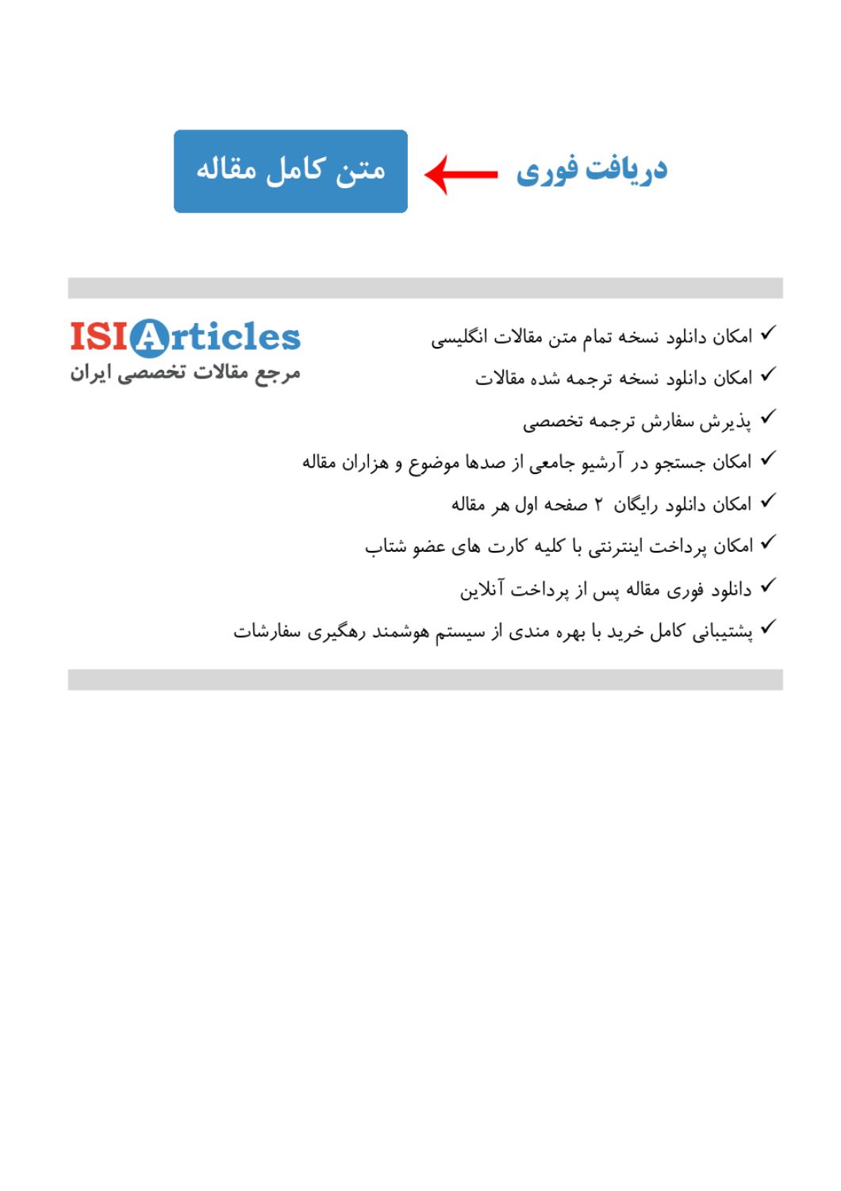دریافت فوری ← متن کامل مقاله

**ISIArticles**
مرجع مقالات تخصصی ایران

- ✓ امکان دانلود نسخه تمام متن مقالات انگلیسی
- ✓ امکان دانلود نسخه ترجمه شده مقالات
- ✓ پذیرش سفارش ترجمه تخصصی
- ✓ امکان جستجو در آرشیو جامعی از صدها موضوع و هزاران مقاله
- ✓ امکان دانلود رایگان ۲ صفحه اول هر مقاله
- ✓ امکان پرداخت اینترنتی با کلیه کارت های عضو شتاب
- ✓ دانلود فوری مقاله پس از پرداخت آنلاین
- ✓ پشتیبانی کامل خرید با بهره مندی از سیستم هوشمند رهگیری سفارشات